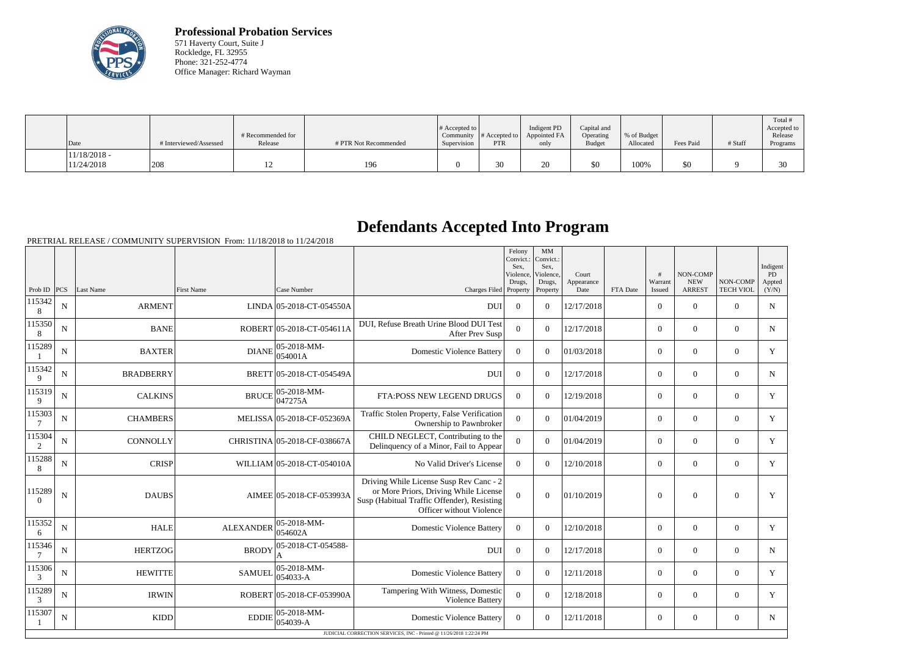**Professional Probation Services**
571 Haverty Court, Suite J
Rockledge, FL 32955
Phone: 321-252-4774
Office Manager: Richard Wayman

| Date | # Interviewed/Assessed | # Recommended for Release | # PTR Not Recommended | # Accepted to Community Supervision | # Accepted to PTR | Indigent PD Appointed FA only | Capital and Operating Budget | % of Budget Allocated | Fees Paid | # Staff | Total # Accepted to Release Programs |
|---|---|---|---|---|---|---|---|---|---|---|---|
| 11/18/2018 - 11/24/2018 | 208 | 12 | 196 | 0 | 30 | 20 | $0 | 100% | $0 | 9 | 30 |

# Defendants Accepted Into Program

PRETRIAL RELEASE / COMMUNITY SUPERVISION From: 11/18/2018 to 11/24/2018

| Prob ID | PCS | Last Name | First Name | Case Number | Charges Filed | Felony Convict.: Sex, Violence, Drugs, Property | MM Convict.: Sex, Violence, Drugs, Property | Court Appearance Date | FTA Date | # Warrant Issued | NON-COMP NEW ARREST | NON-COMP TECH VIOL | Indigent PD Appted (Y/N) |
|---|---|---|---|---|---|---|---|---|---|---|---|---|---|
| 1153428 | N | ARMENT | LINDA | 05-2018-CT-054550A | DUI | 0 | 0 | 12/17/2018 | | 0 | 0 | 0 | N |
| 1153508 | N | BANE | ROBERT | 05-2018-CT-054611A | DUI, Refuse Breath Urine Blood DUI Test After Prev Susp | 0 | 0 | 12/17/2018 | | 0 | 0 | 0 | N |
| 1152891 | N | BAXTER | DIANE | 05-2018-MM-054001A | Domestic Violence Battery | 0 | 0 | 01/03/2018 | | 0 | 0 | 0 | Y |
| 1153429 | N | BRADBERRY | BRETT | 05-2018-CT-054549A | DUI | 0 | 0 | 12/17/2018 | | 0 | 0 | 0 | N |
| 1153199 | N | CALKINS | BRUCE | 05-2018-MM-047275A | FTA:POSS NEW LEGEND DRUGS | 0 | 0 | 12/19/2018 | | 0 | 0 | 0 | Y |
| 1153037 | N | CHAMBERS | MELISSA | 05-2018-CF-052369A | Traffic Stolen Property, False Verification Ownership to Pawnbroker | 0 | 0 | 01/04/2019 | | 0 | 0 | 0 | Y |
| 1153042 | N | CONNOLLY | CHRISTINA | 05-2018-CF-038667A | CHILD NEGLECT, Contributing to the Delinquency of a Minor, Fail to Appear | 0 | 0 | 01/04/2019 | | 0 | 0 | 0 | Y |
| 1152888 | N | CRISP | WILLIAM | 05-2018-CT-054010A | No Valid Driver's License | 0 | 0 | 12/10/2018 | | 0 | 0 | 0 | Y |
| 1152890 | N | DAUBS | AIMEE | 05-2018-CF-053993A | Driving While License Susp Rev Canc - 2 or More Priors, Driving While License Susp (Habitual Traffic Offender), Resisting Officer without Violence | 0 | 0 | 01/10/2019 | | 0 | 0 | 0 | Y |
| 1153526 | N | HALE | ALEXANDER | 05-2018-MM-054602A | Domestic Violence Battery | 0 | 0 | 12/10/2018 | | 0 | 0 | 0 | Y |
| 1153467 | N | HERTZOG | BRODY | 05-2018-CT-054588-A | DUI | 0 | 0 | 12/17/2018 | | 0 | 0 | 0 | N |
| 1153063 | N | HEWITTE | SAMUEL | 05-2018-MM-054033-A | Domestic Violence Battery | 0 | 0 | 12/11/2018 | | 0 | 0 | 0 | Y |
| 1152893 | N | IRWIN | ROBERT | 05-2018-CF-053990A | Tampering With Witness, Domestic Violence Battery | 0 | 0 | 12/18/2018 | | 0 | 0 | 0 | Y |
| 1153071 | N | KIDD | EDDIE | 05-2018-MM-054039-A | Domestic Violence Battery | 0 | 0 | 12/11/2018 | | 0 | 0 | 0 | N |

JUDICIAL CORRECTION SERVICES, INC - Printed @ 11/26/2018 1:22:24 PM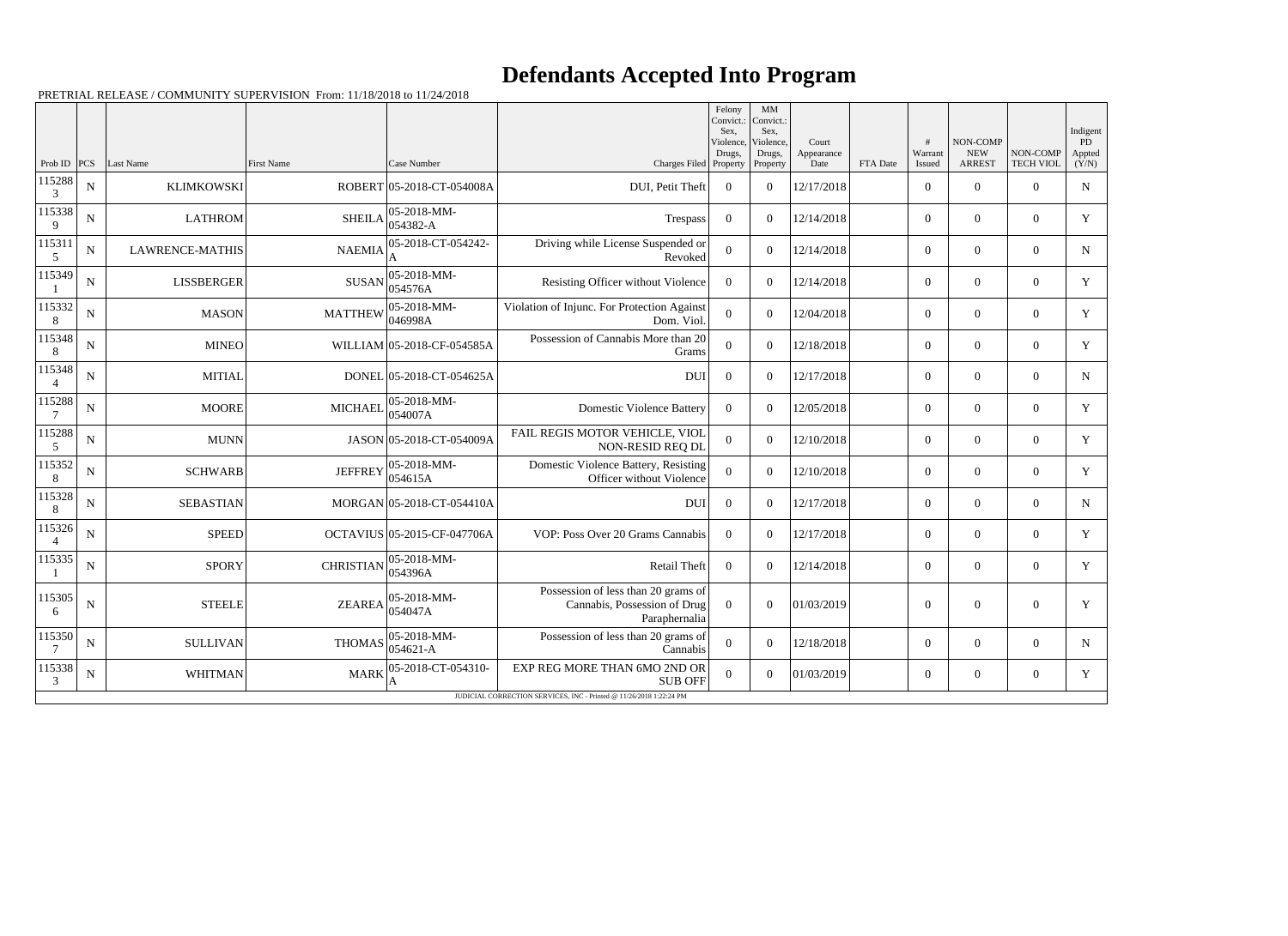# Defendants Accepted Into Program

PRETRIAL RELEASE / COMMUNITY SUPERVISION From: 11/18/2018 to 11/24/2018

| Prob ID | PCS | Last Name | First Name | Case Number | Charges Filed | Felony Convict.: Sex, Violence, Drugs, Property | MM Convict.: Sex, Violence, Drugs, Property | Court Appearance Date | FTA Date | # Warrant Issued | NON-COMP NEW ARREST | NON-COMP TECH VIOL | Indigent PD Appted (Y/N) |
|---|---|---|---|---|---|---|---|---|---|---|---|---|---|
| 1152883 | N | KLIMKOWSKI | ROBERT | 05-2018-CT-054008A | DUI, Petit Theft | 0 | 0 | 12/17/2018 | | 0 | 0 | 0 | N |
| 1153389 | N | LATHROM | SHEILA | 05-2018-MM-054382-A | Trespass | 0 | 0 | 12/14/2018 | | 0 | 0 | 0 | Y |
| 1153115 | N | LAWRENCE-MATHIS | NAEMIA | 05-2018-CT-054242-A | Driving while License Suspended or Revoked | 0 | 0 | 12/14/2018 | | 0 | 0 | 0 | N |
| 1153491 | N | LISSBERGER | SUSAN | 05-2018-MM-054576A | Resisting Officer without Violence | 0 | 0 | 12/14/2018 | | 0 | 0 | 0 | Y |
| 1153328 | N | MASON | MATTHEW | 05-2018-MM-046998A | Violation of Injunc. For Protection Against Dom. Viol. | 0 | 0 | 12/04/2018 | | 0 | 0 | 0 | Y |
| 1153488 | N | MINEO | WILLIAM | 05-2018-CF-054585A | Possession of Cannabis More than 20 Grams | 0 | 0 | 12/18/2018 | | 0 | 0 | 0 | Y |
| 1153484 | N | MITIAL | DONEL | 05-2018-CT-054625A | DUI | 0 | 0 | 12/17/2018 | | 0 | 0 | 0 | N |
| 1152887 | N | MOORE | MICHAEL | 05-2018-MM-054007A | Domestic Violence Battery | 0 | 0 | 12/05/2018 | | 0 | 0 | 0 | Y |
| 1152885 | N | MUNN | JASON | 05-2018-CT-054009A | FAIL REGIS MOTOR VEHICLE, VIOL NON-RESID REQ DL | 0 | 0 | 12/10/2018 | | 0 | 0 | 0 | Y |
| 1153528 | N | SCHWARB | JEFFREY | 05-2018-MM-054615A | Domestic Violence Battery, Resisting Officer without Violence | 0 | 0 | 12/10/2018 | | 0 | 0 | 0 | Y |
| 1153288 | N | SEBASTIAN | MORGAN | 05-2018-CT-054410A | DUI | 0 | 0 | 12/17/2018 | | 0 | 0 | 0 | N |
| 1153264 | N | SPEED | OCTAVIUS | 05-2015-CF-047706A | VOP: Poss Over 20 Grams Cannabis | 0 | 0 | 12/17/2018 | | 0 | 0 | 0 | Y |
| 1153351 | N | SPORY | CHRISTIAN | 05-2018-MM-054396A | Retail Theft | 0 | 0 | 12/14/2018 | | 0 | 0 | 0 | Y |
| 1153056 | N | STEELE | ZEAREA | 05-2018-MM-054047A | Possession of less than 20 grams of Cannabis, Possession of Drug Paraphernalia | 0 | 0 | 01/03/2019 | | 0 | 0 | 0 | Y |
| 1153507 | N | SULLIVAN | THOMAS | 05-2018-MM-054621-A | Possession of less than 20 grams of Cannabis | 0 | 0 | 12/18/2018 | | 0 | 0 | 0 | N |
| 1153383 | N | WHITMAN | MARK | 05-2018-CT-054310-A | EXP REG MORE THAN 6MO 2ND OR SUB OFF | 0 | 0 | 01/03/2019 | | 0 | 0 | 0 | Y |

JUDICIAL CORRECTION SERVICES, INC - Printed @ 11/26/2018 1:22:24 PM